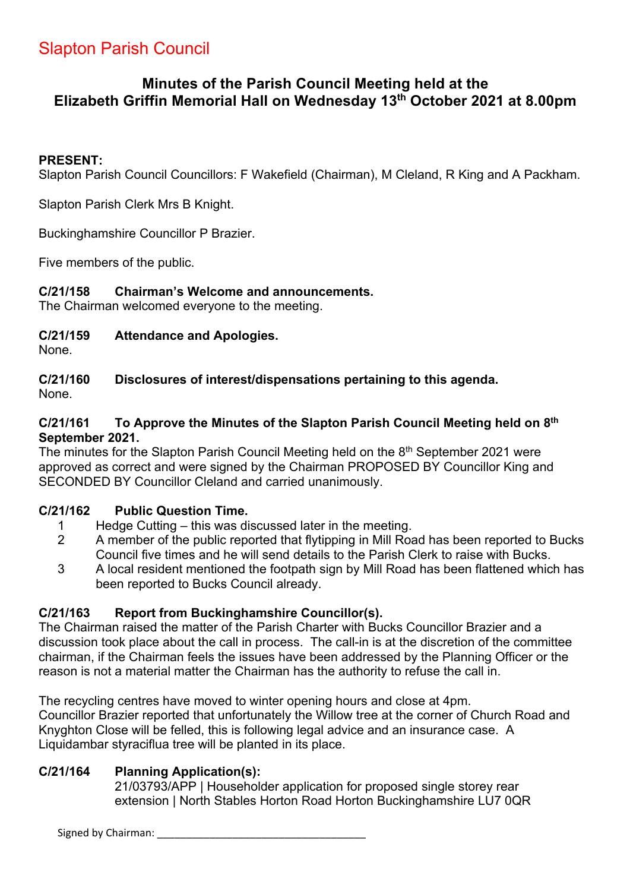# Slapton Parish Council

## Minutes of the Parish Council Meeting held at the Elizabeth Griffin Memorial Hall on Wednesday 13th October 2021 at 8.00pm

**PRESENT:**

Slapton Parish Council Councillors: F Wakefield (Chairman), M Cleland, R King and A Packham.

Slapton Parish Clerk Mrs B Knight.

Buckinghamshire Councillor P Brazier.

Five members of the public.

**C/21/158 Chairman's Welcome and announcements.**

The Chairman welcomed everyone to the meeting.

**C/21/159 Attendance and Apologies.**

None.

**C/21/160 Disclosures of interest/dispensations pertaining to this agenda.**

None.

**C/21/161 To Approve the Minutes of the Slapton Parish Council Meeting held on 8th September 2021.**

The minutes for the Slapton Parish Council Meeting held on the 8th September 2021 were approved as correct and were signed by the Chairman PROPOSED BY Councillor King and SECONDED BY Councillor Cleland and carried unanimously.

**C/21/162 Public Question Time.**

1. Hedge Cutting – this was discussed later in the meeting.
2. A member of the public reported that flytipping in Mill Road has been reported to Bucks Council five times and he will send details to the Parish Clerk to raise with Bucks.
3. A local resident mentioned the footpath sign by Mill Road has been flattened which has been reported to Bucks Council already.

**C/21/163 Report from Buckinghamshire Councillor(s).**

The Chairman raised the matter of the Parish Charter with Bucks Councillor Brazier and a discussion took place about the call in process. The call-in is at the discretion of the committee chairman, if the Chairman feels the issues have been addressed by the Planning Officer or the reason is not a material matter the Chairman has the authority to refuse the call in.

The recycling centres have moved to winter opening hours and close at 4pm.
Councillor Brazier reported that unfortunately the Willow tree at the corner of Church Road and Knyghton Close will be felled, this is following legal advice and an insurance case. A Liquidambar styraciflua tree will be planted in its place.

**C/21/164 Planning Application(s):**

21/03793/APP | Householder application for proposed single storey rear extension | North Stables Horton Road Horton Buckinghamshire LU7 0QR

Signed by Chairman: ___________________________________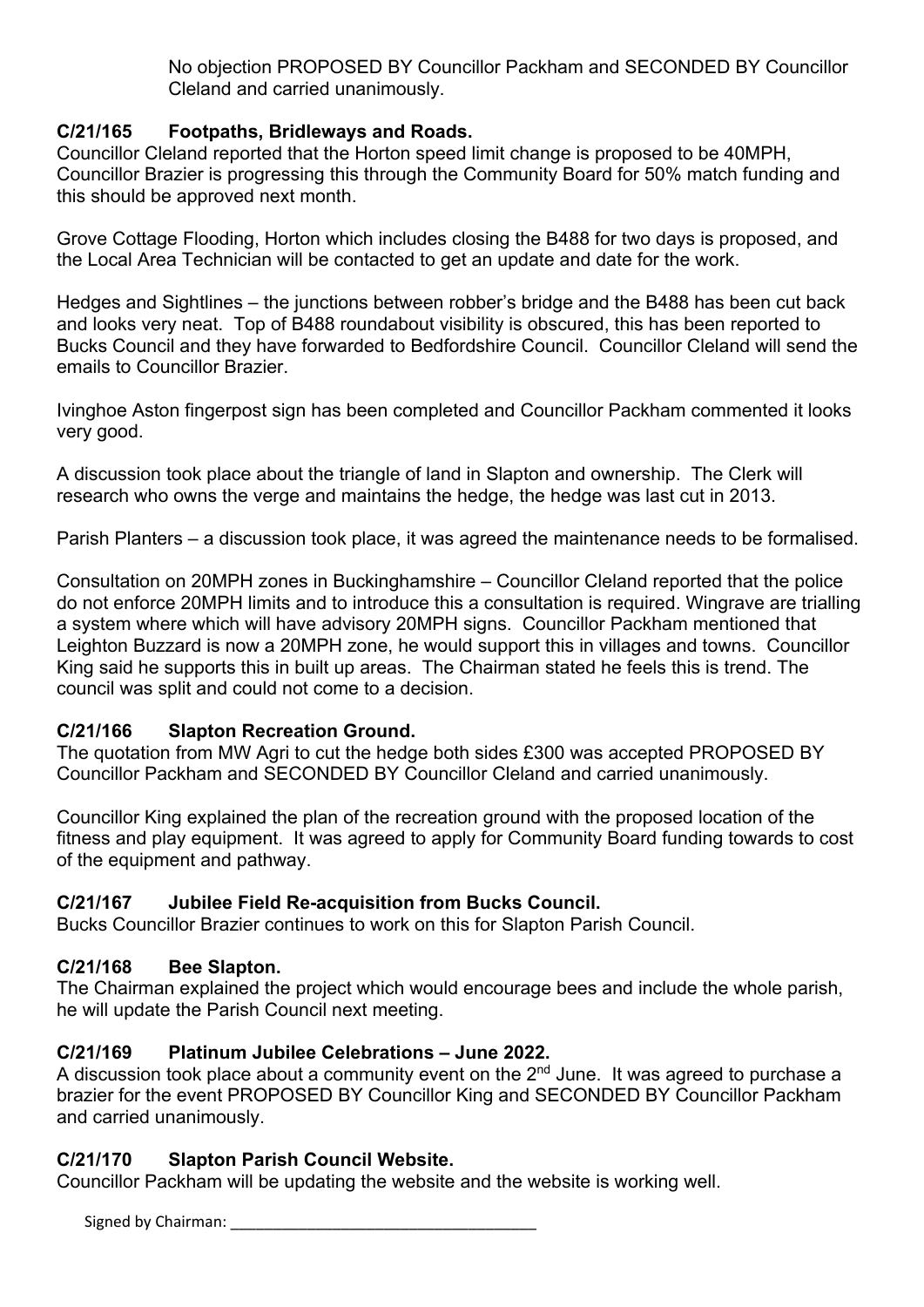No objection PROPOSED BY Councillor Packham and SECONDED BY Councillor Cleland and carried unanimously.

**C/21/165 Footpaths, Bridleways and Roads.**

Councillor Cleland reported that the Horton speed limit change is proposed to be 40MPH, Councillor Brazier is progressing this through the Community Board for 50% match funding and this should be approved next month.

Grove Cottage Flooding, Horton which includes closing the B488 for two days is proposed, and the Local Area Technician will be contacted to get an update and date for the work.

Hedges and Sightlines – the junctions between robber's bridge and the B488 has been cut back and looks very neat. Top of B488 roundabout visibility is obscured, this has been reported to Bucks Council and they have forwarded to Bedfordshire Council. Councillor Cleland will send the emails to Councillor Brazier.

Ivinghoe Aston fingerpost sign has been completed and Councillor Packham commented it looks very good.

A discussion took place about the triangle of land in Slapton and ownership. The Clerk will research who owns the verge and maintains the hedge, the hedge was last cut in 2013.

Parish Planters – a discussion took place, it was agreed the maintenance needs to be formalised.

Consultation on 20MPH zones in Buckinghamshire – Councillor Cleland reported that the police do not enforce 20MPH limits and to introduce this a consultation is required. Wingrave are trialling a system where which will have advisory 20MPH signs. Councillor Packham mentioned that Leighton Buzzard is now a 20MPH zone, he would support this in villages and towns. Councillor King said he supports this in built up areas. The Chairman stated he feels this is trend. The council was split and could not come to a decision.

**C/21/166 Slapton Recreation Ground.**

The quotation from MW Agri to cut the hedge both sides £300 was accepted PROPOSED BY Councillor Packham and SECONDED BY Councillor Cleland and carried unanimously.

Councillor King explained the plan of the recreation ground with the proposed location of the fitness and play equipment. It was agreed to apply for Community Board funding towards to cost of the equipment and pathway.

**C/21/167 Jubilee Field Re-acquisition from Bucks Council.**

Bucks Councillor Brazier continues to work on this for Slapton Parish Council.

**C/21/168 Bee Slapton.**

The Chairman explained the project which would encourage bees and include the whole parish, he will update the Parish Council next meeting.

**C/21/169 Platinum Jubilee Celebrations – June 2022.**

A discussion took place about a community event on the 2nd June. It was agreed to purchase a brazier for the event PROPOSED BY Councillor King and SECONDED BY Councillor Packham and carried unanimously.

**C/21/170 Slapton Parish Council Website.**

Councillor Packham will be updating the website and the website is working well.

Signed by Chairman: ___________________________________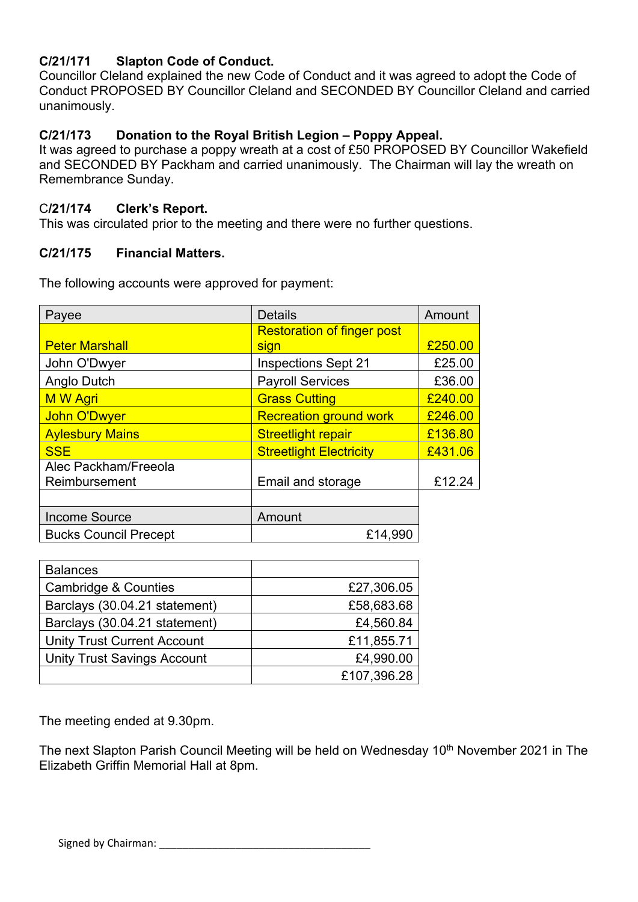**C/21/171 Slapton Code of Conduct.**
Councillor Cleland explained the new Code of Conduct and it was agreed to adopt the Code of Conduct PROPOSED BY Councillor Cleland and SECONDED BY Councillor Cleland and carried unanimously.

**C/21/173 Donation to the Royal British Legion – Poppy Appeal.**
It was agreed to purchase a poppy wreath at a cost of £50 PROPOSED BY Councillor Wakefield and SECONDED BY Packham and carried unanimously. The Chairman will lay the wreath on Remembrance Sunday.

C/**21/174 Clerk's Report.**
This was circulated prior to the meeting and there were no further questions.

**C/21/175 Financial Matters.**

The following accounts were approved for payment:

| Payee | Details | Amount |
|---|---|---|
| Peter Marshall | Restoration of finger post sign | £250.00 |
| John O'Dwyer | Inspections Sept 21 | £25.00 |
| Anglo Dutch | Payroll Services | £36.00 |
| M W Agri | Grass Cutting | £240.00 |
| John O'Dwyer | Recreation ground work | £246.00 |
| Aylesbury Mains | Streetlight repair | £136.80 |
| SSE | Streetlight Electricity | £431.06 |
| Alec Packham/Freeola Reimbursement | Email and storage | £12.24 |

| Income Source | Amount |
|---|---|
| Bucks Council Precept | £14,990 |

| Balances | |
|---|---|
| Cambridge & Counties | £27,306.05 |
| Barclays (30.04.21 statement) | £58,683.68 |
| Barclays (30.04.21 statement) | £4,560.84 |
| Unity Trust Current Account | £11,855.71 |
| Unity Trust Savings Account | £4,990.00 |
| | £107,396.28 |

The meeting ended at 9.30pm.

The next Slapton Parish Council Meeting will be held on Wednesday 10th November 2021 in The Elizabeth Griffin Memorial Hall at 8pm.

Signed by Chairman: ___________________________________